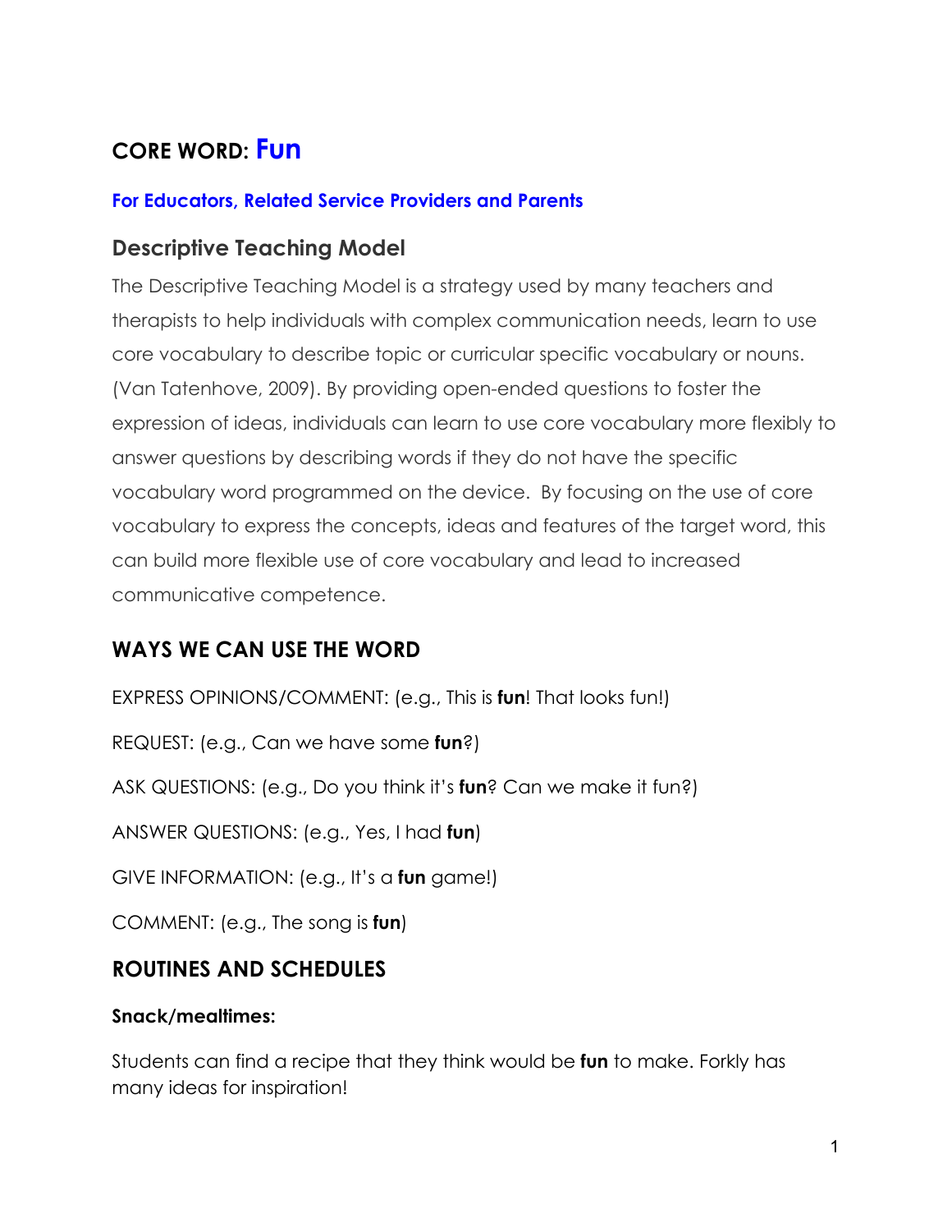# CORE WORD: Fun

**For Educators, Related Service Providers and Parents**

## Descriptive Teaching Model

The Descriptive Teaching Model is a strategy used by many teachers and therapists to help individuals with complex communication needs, learn to use core vocabulary to describe topic or curricular specific vocabulary or nouns. (Van Tatenhove, 2009). By providing open-ended questions to foster the expression of ideas, individuals can learn to use core vocabulary more flexibly to answer questions by describing words if they do not have the specific vocabulary word programmed on the device. By focusing on the use of core vocabulary to express the concepts, ideas and features of the target word, this can build more flexible use of core vocabulary and lead to increased communicative competence.

## WAYS WE CAN USE THE WORD

EXPRESS OPINIONS/COMMENT: (e.g., This is **fun**! That looks fun!)

REQUEST: (e.g., Can we have some **fun**?)

ASK QUESTIONS: (e.g., Do you think it's **fun**? Can we make it fun?)

ANSWER QUESTIONS: (e.g., Yes, I had **fun**)

GIVE INFORMATION: (e.g., It's a **fun** game!)

COMMENT: (e.g., The song is **fun**)

## ROUTINES AND SCHEDULES

**Snack/mealtimes:**

Students can find a recipe that they think would be **fun** to make. Forkly has many ideas for inspiration!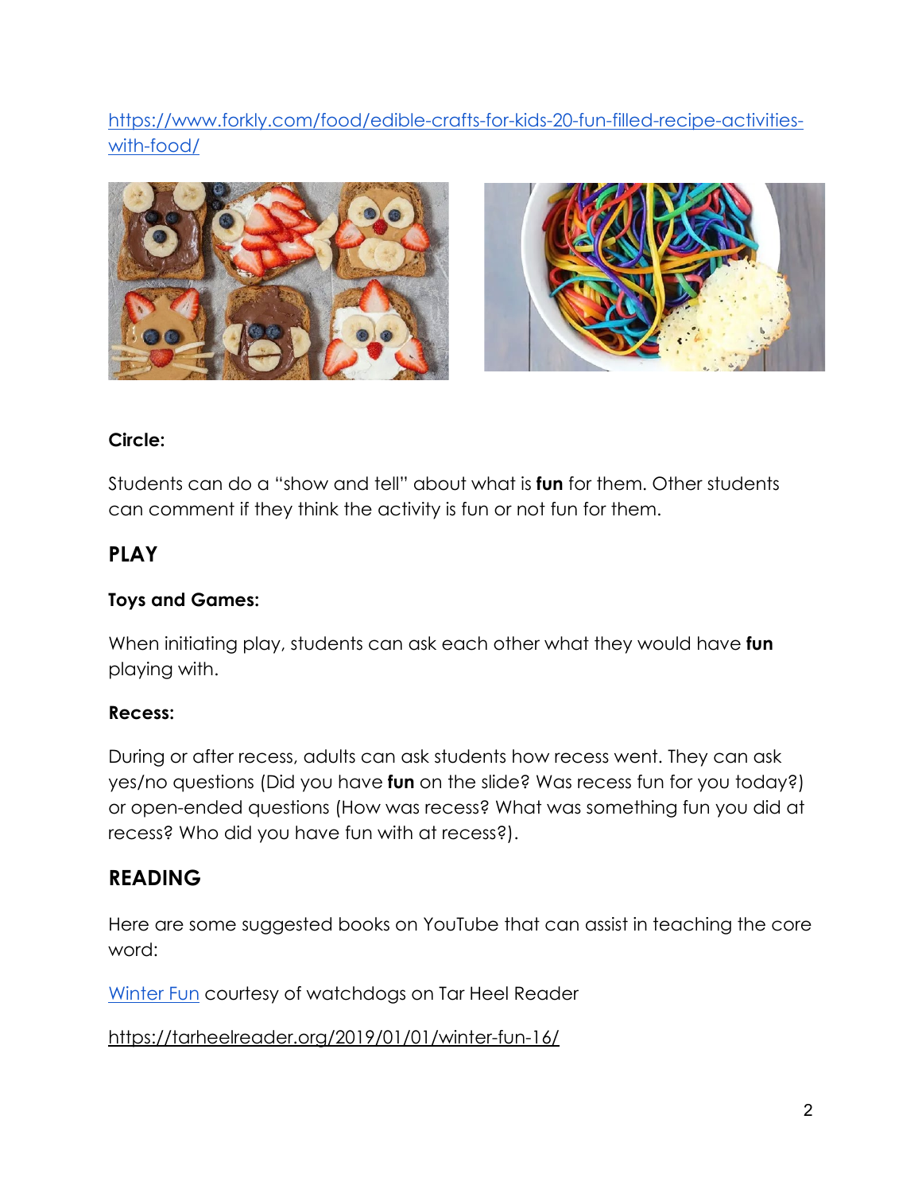https://www.forkly.com/food/edible-crafts-for-kids-20-fun-filled-recipe-activities-with-food/

**Circle:**

Students can do a "show and tell" about what is **fun** for them. Other students can comment if they think the activity is fun or not fun for them.

## PLAY

**Toys and Games:**

When initiating play, students can ask each other what they would have **fun** playing with.

**Recess:**

During or after recess, adults can ask students how recess went. They can ask yes/no questions (Did you have **fun** on the slide? Was recess fun for you today?) or open-ended questions (How was recess? What was something fun you did at recess? Who did you have fun with at recess?).

## READING

Here are some suggested books on YouTube that can assist in teaching the core word:

Winter Fun courtesy of watchdogs on Tar Heel Reader

https://tarheelreader.org/2019/01/01/winter-fun-16/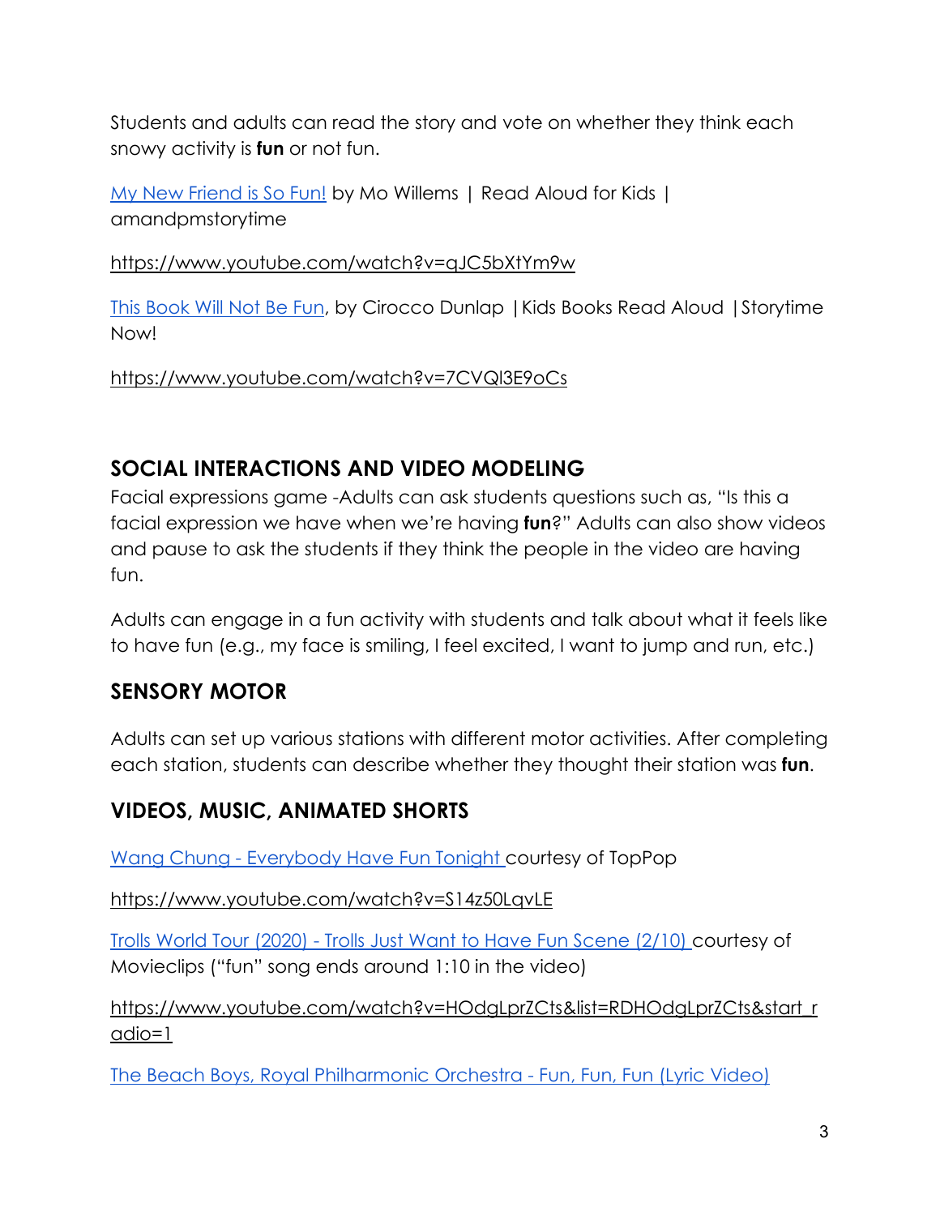Students and adults can read the story and vote on whether they think each snowy activity is **fun** or not fun.

My New Friend is So Fun! by Mo Willems | Read Aloud for Kids | amandpmstorytime

https://www.youtube.com/watch?v=qJC5bXtYm9w

This Book Will Not Be Fun, by Cirocco Dunlap |Kids Books Read Aloud |Storytime Now!

https://www.youtube.com/watch?v=7CVQl3E9oCs

## SOCIAL INTERACTIONS AND VIDEO MODELING

Facial expressions game -Adults can ask students questions such as, "Is this a facial expression we have when we're having **fun**?" Adults can also show videos and pause to ask the students if they think the people in the video are having fun.

Adults can engage in a fun activity with students and talk about what it feels like to have fun (e.g., my face is smiling, I feel excited, I want to jump and run, etc.)

## SENSORY MOTOR

Adults can set up various stations with different motor activities. After completing each station, students can describe whether they thought their station was **fun**.

## VIDEOS, MUSIC, ANIMATED SHORTS

Wang Chung - Everybody Have Fun Tonight courtesy of TopPop

https://www.youtube.com/watch?v=S14z50LqvLE

Trolls World Tour (2020) - Trolls Just Want to Have Fun Scene (2/10) courtesy of Movieclips ("fun" song ends around 1:10 in the video)

https://www.youtube.com/watch?v=HOdgLprZCts&list=RDHOdgLprZCts&start_radio=1

The Beach Boys, Royal Philharmonic Orchestra - Fun, Fun, Fun (Lyric Video)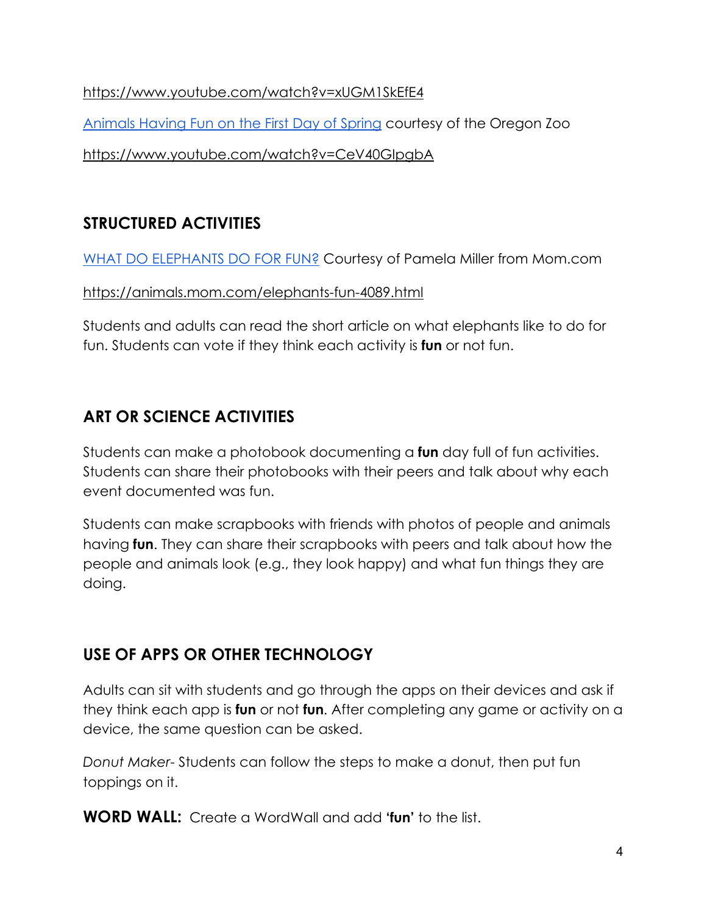https://www.youtube.com/watch?v=xUGM1SkEfE4

[Animals Having Fun on the First Day of Spring](https://www.youtube.com/watch?v=CeV40GIpgbA) courtesy of the Oregon Zoo

https://www.youtube.com/watch?v=CeV40GIpgbA

## STRUCTURED ACTIVITIES

[WHAT DO ELEPHANTS DO FOR FUN?](https://animals.mom.com/elephants-fun-4089.html) Courtesy of Pamela Miller from Mom.com

https://animals.mom.com/elephants-fun-4089.html

Students and adults can read the short article on what elephants like to do for fun. Students can vote if they think each activity is **fun** or not fun.

## ART OR SCIENCE ACTIVITIES

Students can make a photobook documenting a **fun** day full of fun activities. Students can share their photobooks with their peers and talk about why each event documented was fun.

Students can make scrapbooks with friends with photos of people and animals having **fun**. They can share their scrapbooks with peers and talk about how the people and animals look (e.g., they look happy) and what fun things they are doing.

## USE OF APPS OR OTHER TECHNOLOGY

Adults can sit with students and go through the apps on their devices and ask if they think each app is **fun** or not **fun**. After completing any game or activity on a device, the same question can be asked.

*Donut Maker*- Students can follow the steps to make a donut, then put fun toppings on it.

**WORD WALL:** Create a WordWall and add **'fun'** to the list.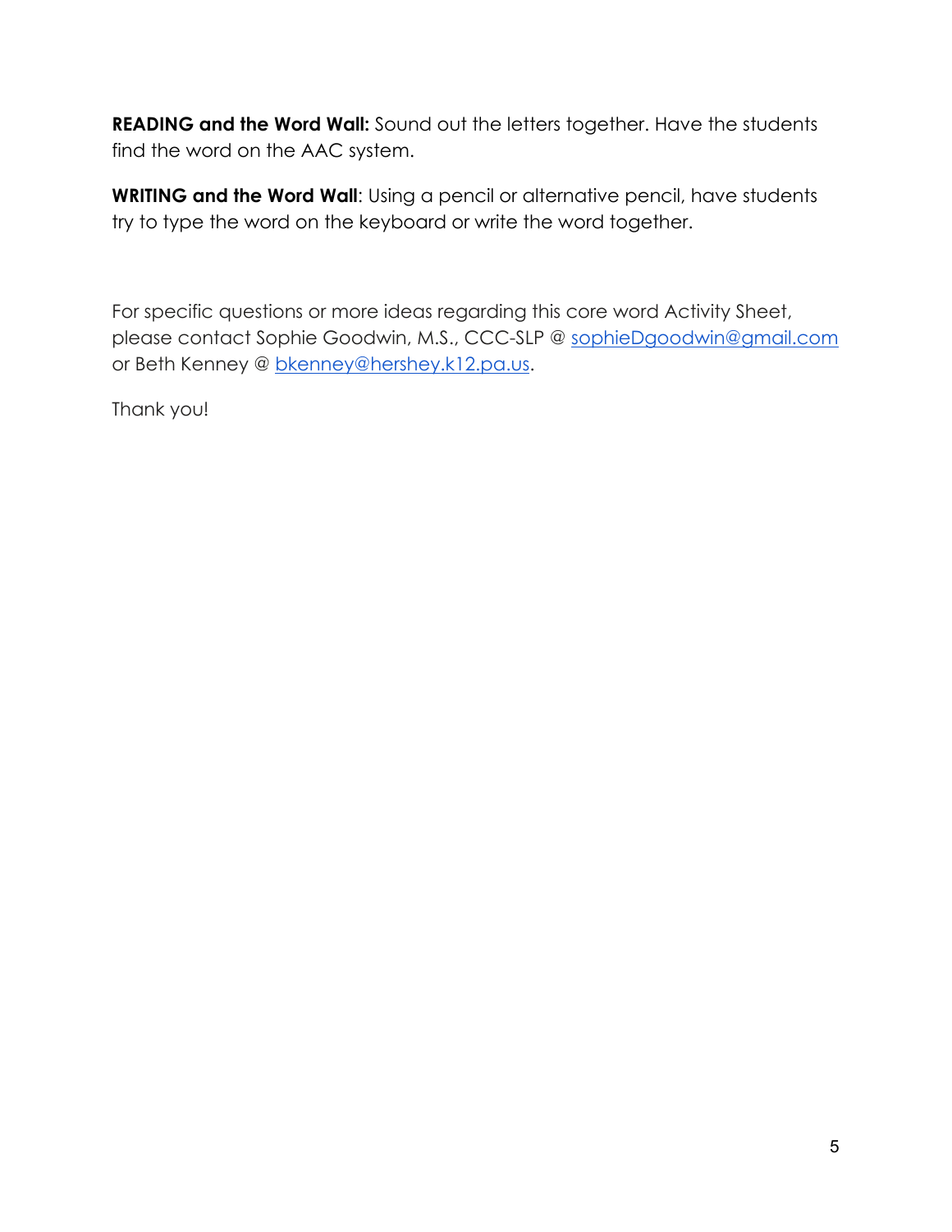**READING and the Word Wall:** Sound out the letters together. Have the students find the word on the AAC system.

**WRITING and the Word Wall**: Using a pencil or alternative pencil, have students try to type the word on the keyboard or write the word together.

For specific questions or more ideas regarding this core word Activity Sheet, please contact Sophie Goodwin, M.S., CCC-SLP @ sophieDgoodwin@gmail.com or Beth Kenney @ bkenney@hershey.k12.pa.us.

Thank you!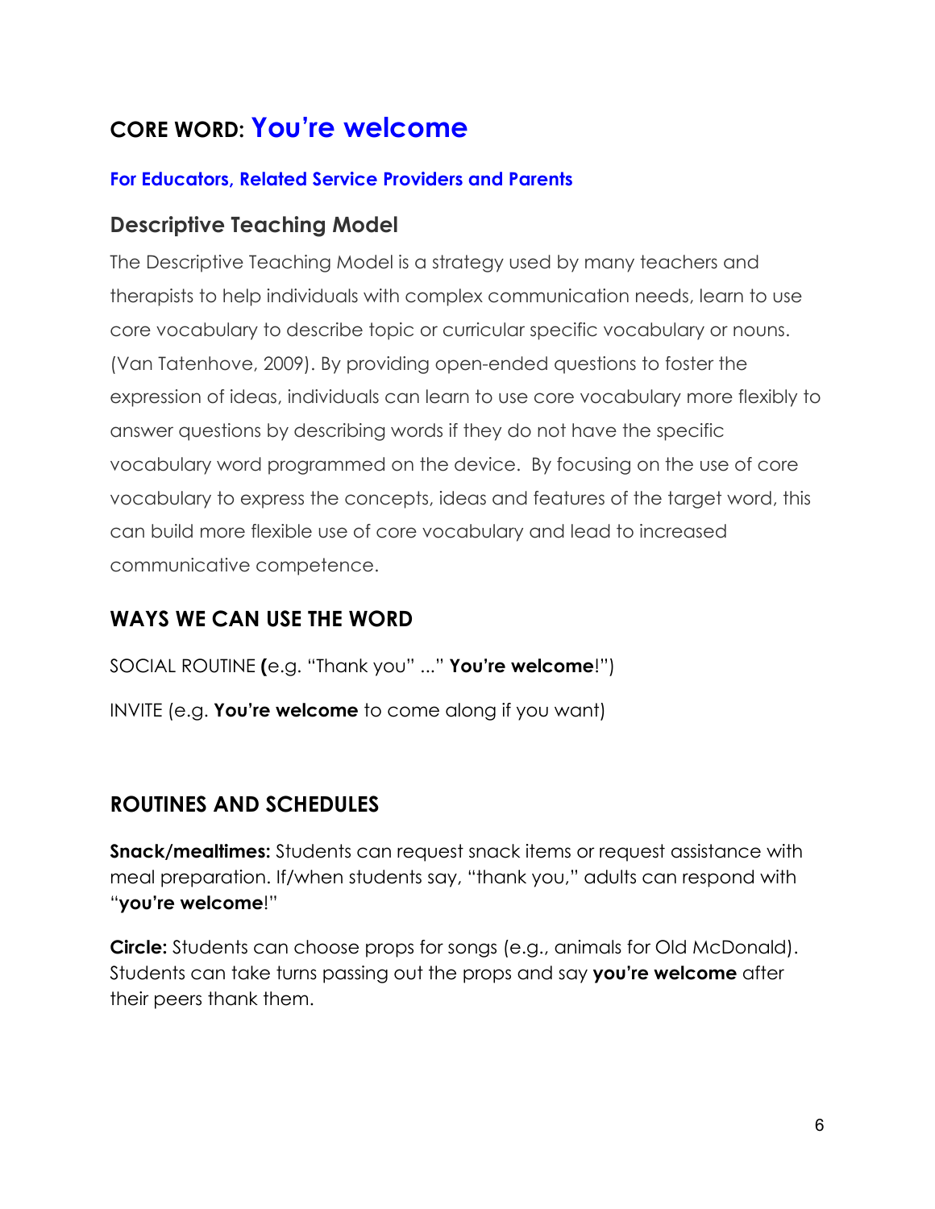# CORE WORD: You're welcome

**For Educators, Related Service Providers and Parents**

## Descriptive Teaching Model

The Descriptive Teaching Model is a strategy used by many teachers and therapists to help individuals with complex communication needs, learn to use core vocabulary to describe topic or curricular specific vocabulary or nouns. (Van Tatenhove, 2009). By providing open-ended questions to foster the expression of ideas, individuals can learn to use core vocabulary more flexibly to answer questions by describing words if they do not have the specific vocabulary word programmed on the device. By focusing on the use of core vocabulary to express the concepts, ideas and features of the target word, this can build more flexible use of core vocabulary and lead to increased communicative competence.

## WAYS WE CAN USE THE WORD

SOCIAL ROUTINE **(**e.g. "Thank you" ..." **You're welcome**!")

INVITE (e.g. **You're welcome** to come along if you want)

## ROUTINES AND SCHEDULES

**Snack/mealtimes:** Students can request snack items or request assistance with meal preparation. If/when students say, "thank you," adults can respond with "**you're welcome**!"

**Circle:** Students can choose props for songs (e.g., animals for Old McDonald). Students can take turns passing out the props and say **you're welcome** after their peers thank them.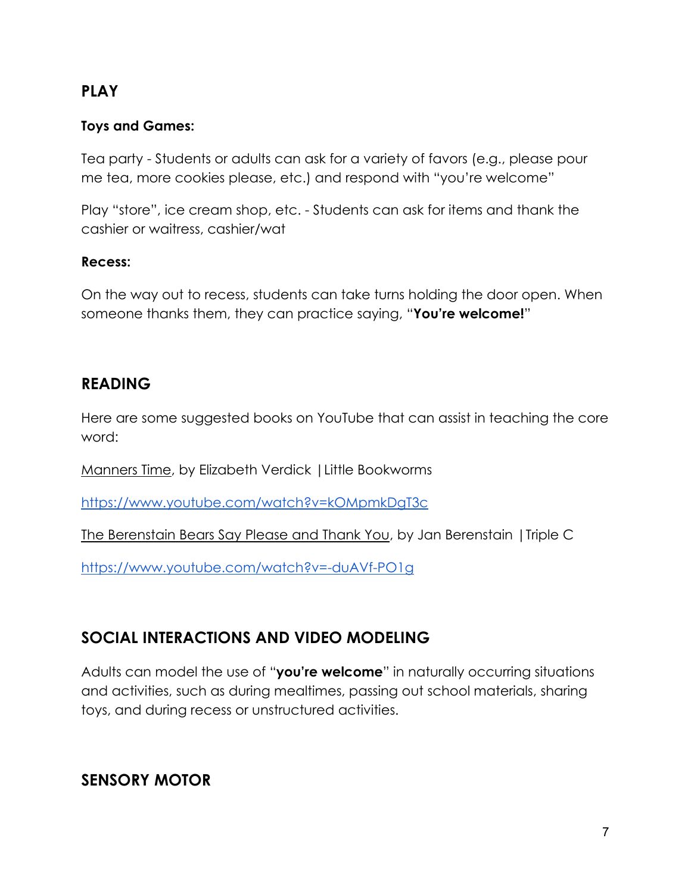## PLAY

**Toys and Games:**

Tea party - Students or adults can ask for a variety of favors (e.g., please pour me tea, more cookies please, etc.) and respond with "you're welcome"

Play "store", ice cream shop, etc. - Students can ask for items and thank the cashier or waitress, cashier/wat

**Recess:**

On the way out to recess, students can take turns holding the door open. When someone thanks them, they can practice saying, "**You're welcome!**"

## READING

Here are some suggested books on YouTube that can assist in teaching the core word:

Manners Time, by Elizabeth Verdick | Little Bookworms

https://www.youtube.com/watch?v=kOMpmkDgT3c

The Berenstain Bears Say Please and Thank You, by Jan Berenstain | Triple C

https://www.youtube.com/watch?v=-duAVf-PO1g

## SOCIAL INTERACTIONS AND VIDEO MODELING

Adults can model the use of "**you're welcome**" in naturally occurring situations and activities, such as during mealtimes, passing out school materials, sharing toys, and during recess or unstructured activities.

## SENSORY MOTOR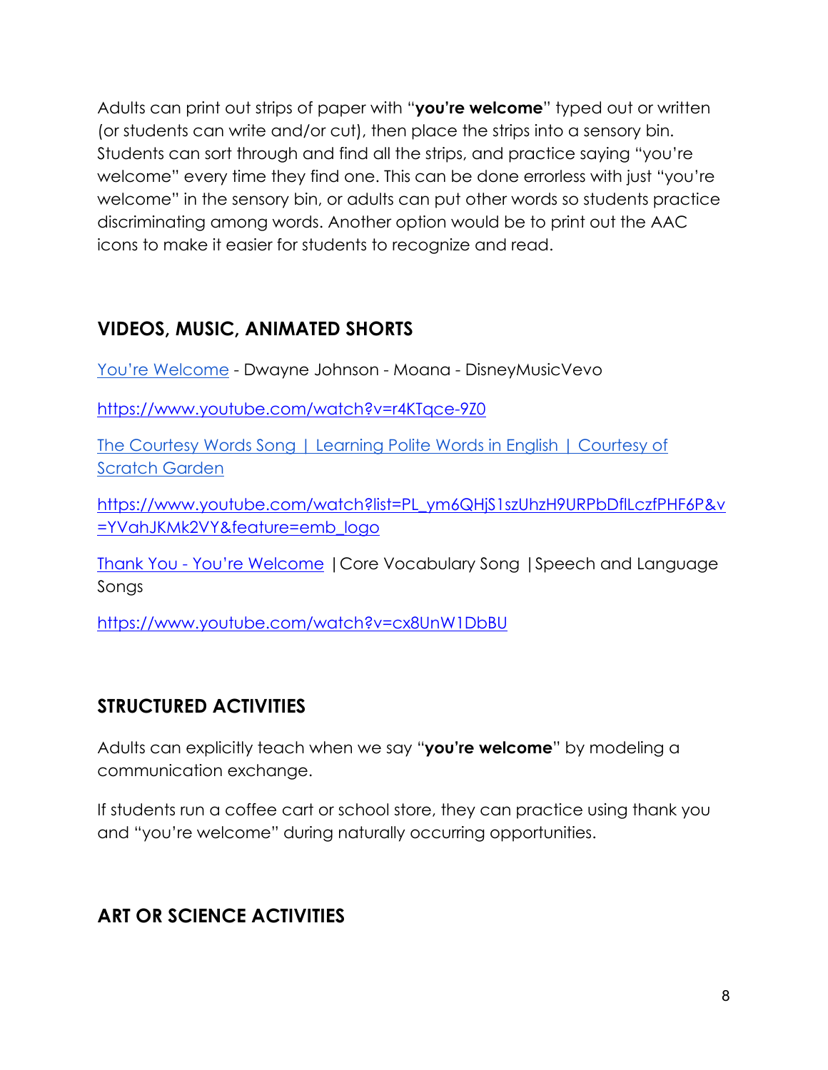Adults can print out strips of paper with "**you're welcome**" typed out or written (or students can write and/or cut), then place the strips into a sensory bin. Students can sort through and find all the strips, and practice saying "you're welcome" every time they find one. This can be done errorless with just "you're welcome" in the sensory bin, or adults can put other words so students practice discriminating among words. Another option would be to print out the AAC icons to make it easier for students to recognize and read.

## VIDEOS, MUSIC, ANIMATED SHORTS

[You're Welcome](https://www.youtube.com/watch?v=r4KTqce-9Z0) - Dwayne Johnson - Moana - DisneyMusicVevo

https://www.youtube.com/watch?v=r4KTqce-9Z0

[The Courtesy Words Song | Learning Polite Words in English | Courtesy of Scratch Garden](https://www.youtube.com/watch?list=PL_ym6QHjS1szUhzH9URPbDflLczfPHF6P&v=YVahJKMk2VY&feature=emb_logo)

https://www.youtube.com/watch?list=PL_ym6QHjS1szUhzH9URPbDflLczfPHF6P&v=YVahJKMk2VY&feature=emb_logo

[Thank You - You're Welcome](https://www.youtube.com/watch?v=cx8UnW1DbBU) | Core Vocabulary Song | Speech and Language Songs

https://www.youtube.com/watch?v=cx8UnW1DbBU

## STRUCTURED ACTIVITIES

Adults can explicitly teach when we say "**you're welcome**" by modeling a communication exchange.

If students run a coffee cart or school store, they can practice using thank you and "you're welcome" during naturally occurring opportunities.

## ART OR SCIENCE ACTIVITIES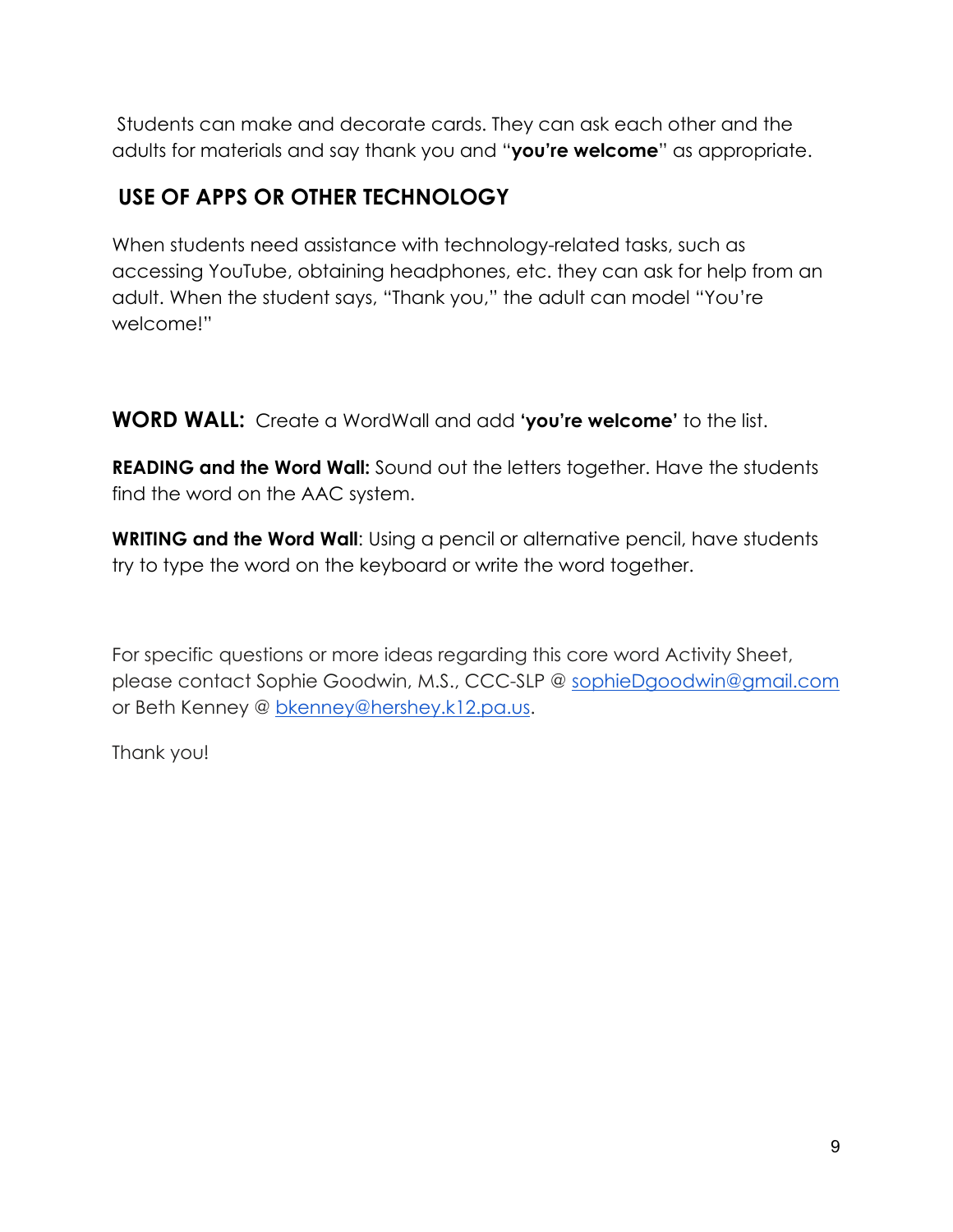Students can make and decorate cards. They can ask each other and the adults for materials and say thank you and "**you're welcome**" as appropriate.

## USE OF APPS OR OTHER TECHNOLOGY

When students need assistance with technology-related tasks, such as accessing YouTube, obtaining headphones, etc. they can ask for help from an adult. When the student says, "Thank you," the adult can model "You're welcome!"

**WORD WALL:** Create a WordWall and add **'you're welcome'** to the list.

**READING and the Word Wall:** Sound out the letters together. Have the students find the word on the AAC system.

**WRITING and the Word Wall**: Using a pencil or alternative pencil, have students try to type the word on the keyboard or write the word together.

For specific questions or more ideas regarding this core word Activity Sheet, please contact Sophie Goodwin, M.S., CCC-SLP @ sophieDgoodwin@gmail.com or Beth Kenney @ bkenney@hershey.k12.pa.us.

Thank you!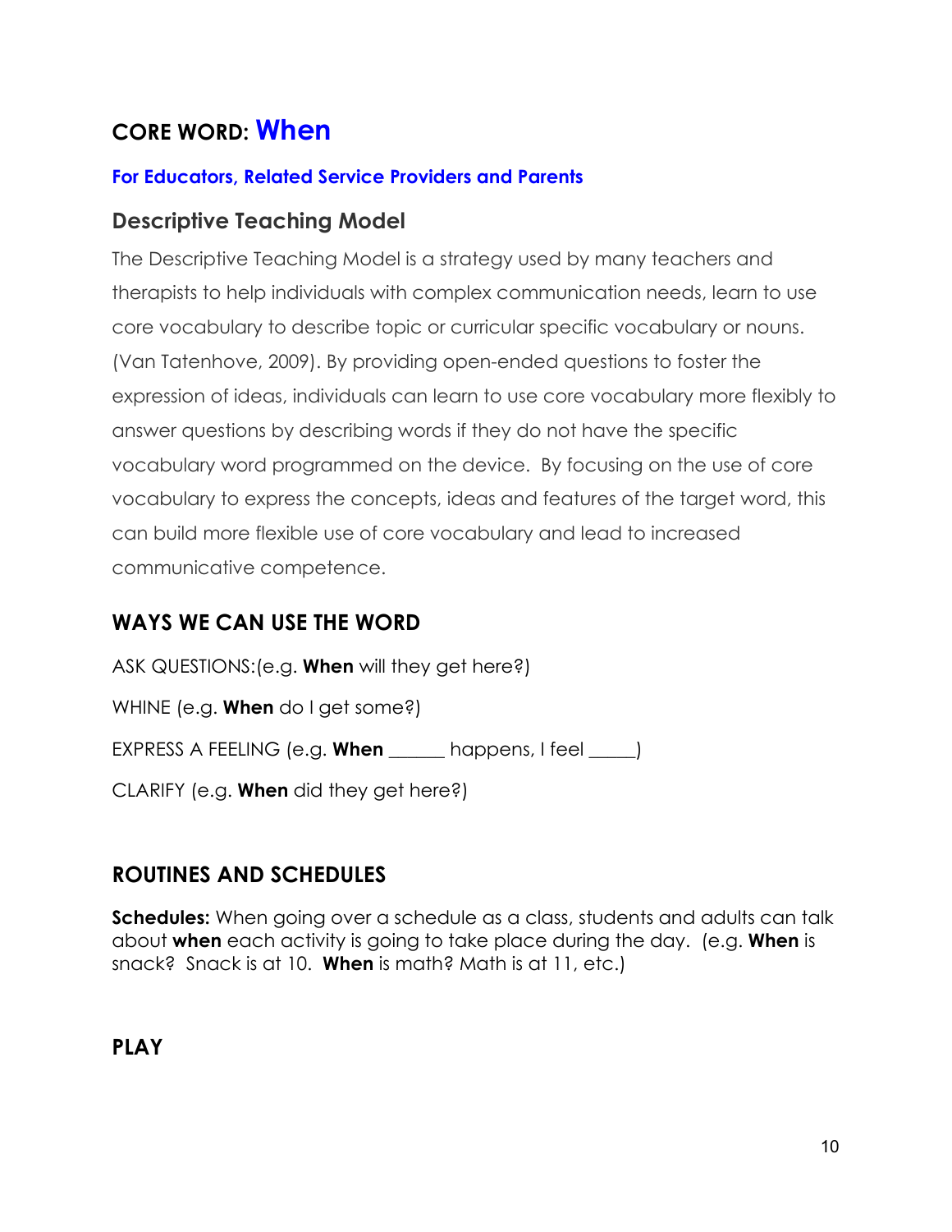## CORE WORD: When

### For Educators, Related Service Providers and Parents

### Descriptive Teaching Model

The Descriptive Teaching Model is a strategy used by many teachers and therapists to help individuals with complex communication needs, learn to use core vocabulary to describe topic or curricular specific vocabulary or nouns. (Van Tatenhove, 2009). By providing open-ended questions to foster the expression of ideas, individuals can learn to use core vocabulary more flexibly to answer questions by describing words if they do not have the specific vocabulary word programmed on the device. By focusing on the use of core vocabulary to express the concepts, ideas and features of the target word, this can build more flexible use of core vocabulary and lead to increased communicative competence.

### WAYS WE CAN USE THE WORD

ASK QUESTIONS:(e.g. **When** will they get here?)

WHINE (e.g. **When** do I get some?)

EXPRESS A FEELING (e.g. **When** ______ happens, I feel _____)

CLARIFY (e.g. **When** did they get here?)

### ROUTINES AND SCHEDULES

**Schedules:** When going over a schedule as a class, students and adults can talk about **when** each activity is going to take place during the day. (e.g. **When** is snack? Snack is at 10. **When** is math? Math is at 11, etc.)

### PLAY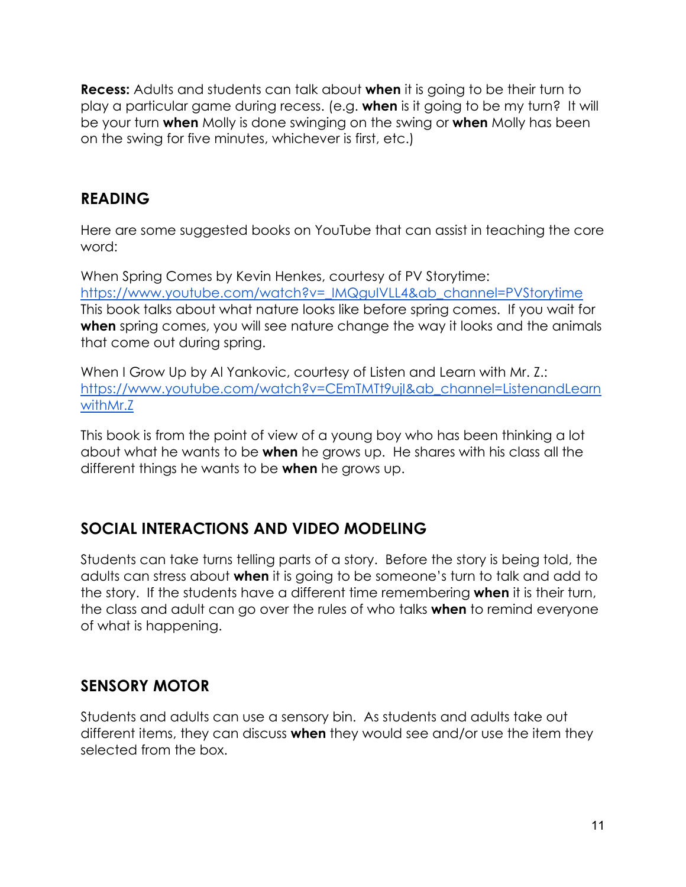**Recess:** Adults and students can talk about **when** it is going to be their turn to play a particular game during recess. (e.g. **when** is it going to be my turn? It will be your turn **when** Molly is done swinging on the swing or **when** Molly has been on the swing for five minutes, whichever is first, etc.)

## READING

Here are some suggested books on YouTube that can assist in teaching the core word:

When Spring Comes by Kevin Henkes, courtesy of PV Storytime: [https://www.youtube.com/watch?v=_IMQguIVLL4&ab_channel=PVStorytime](https://www.youtube.com/watch?v=_IMQguIVLL4&ab_channel=PVStorytime)
This book talks about what nature looks like before spring comes. If you wait for **when** spring comes, you will see nature change the way it looks and the animals that come out during spring.

When I Grow Up by Al Yankovic, courtesy of Listen and Learn with Mr. Z.: [https://www.youtube.com/watch?v=CEmTMTt9ujI&ab_channel=ListenandLearnwithMr.Z](https://www.youtube.com/watch?v=CEmTMTt9ujI&ab_channel=ListenandLearnwithMr.Z)

This book is from the point of view of a young boy who has been thinking a lot about what he wants to be **when** he grows up. He shares with his class all the different things he wants to be **when** he grows up.

## SOCIAL INTERACTIONS AND VIDEO MODELING

Students can take turns telling parts of a story. Before the story is being told, the adults can stress about **when** it is going to be someone's turn to talk and add to the story. If the students have a different time remembering **when** it is their turn, the class and adult can go over the rules of who talks **when** to remind everyone of what is happening.

## SENSORY MOTOR

Students and adults can use a sensory bin. As students and adults take out different items, they can discuss **when** they would see and/or use the item they selected from the box.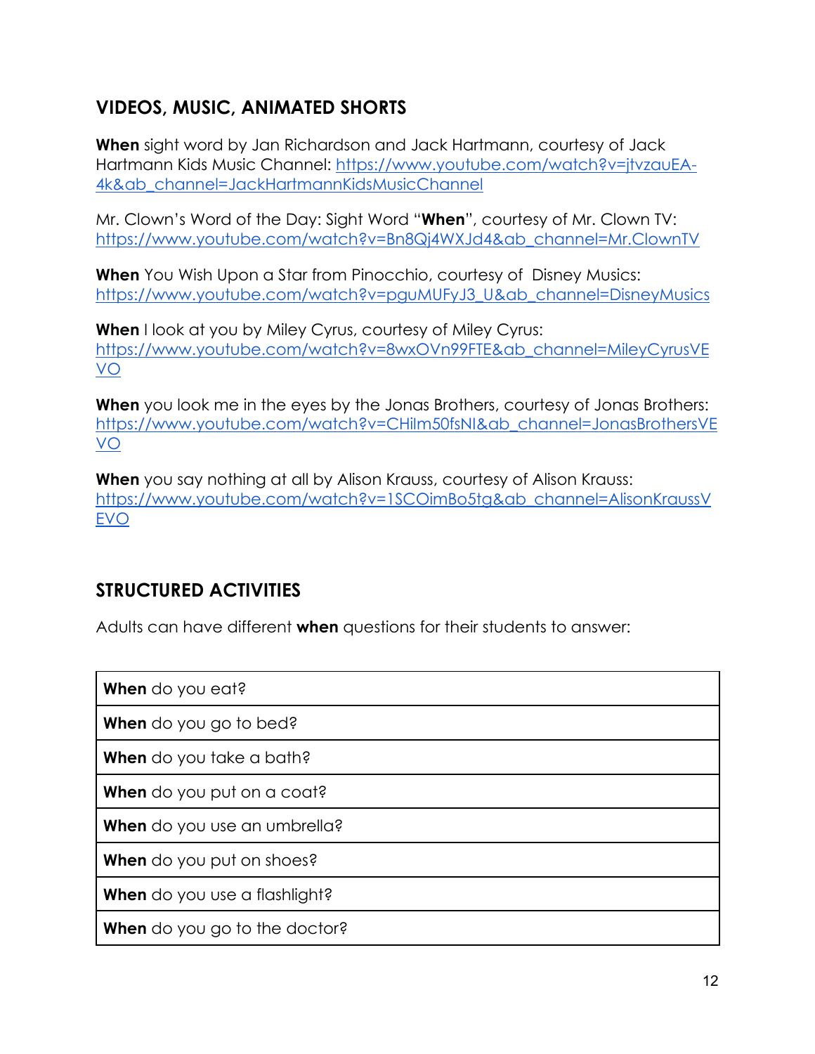## VIDEOS, MUSIC, ANIMATED SHORTS

**When** sight word by Jan Richardson and Jack Hartmann, courtesy of Jack Hartmann Kids Music Channel: https://www.youtube.com/watch?v=jtvzauEA-4k&ab_channel=JackHartmannKidsMusicChannel

Mr. Clown's Word of the Day: Sight Word "**When**", courtesy of Mr. Clown TV: https://www.youtube.com/watch?v=Bn8Qj4WXJd4&ab_channel=Mr.ClownTV

**When** You Wish Upon a Star from Pinocchio, courtesy of Disney Musics: https://www.youtube.com/watch?v=pguMUFyJ3_U&ab_channel=DisneyMusics

**When** I look at you by Miley Cyrus, courtesy of Miley Cyrus: https://www.youtube.com/watch?v=8wxOVn99FTE&ab_channel=MileyCyrusVEVO

**When** you look me in the eyes by the Jonas Brothers, courtesy of Jonas Brothers: https://www.youtube.com/watch?v=CHilm50fsNI&ab_channel=JonasBrothersVEVO

**When** you say nothing at all by Alison Krauss, courtesy of Alison Krauss: https://www.youtube.com/watch?v=1SCOimBo5tg&ab_channel=AlisonKraussVEVO

## STRUCTURED ACTIVITIES

Adults can have different **when** questions for their students to answer:

| **When** do you eat? |
|---|
| **When** do you go to bed? |
| **When** do you take a bath? |
| **When** do you put on a coat? |
| **When** do you use an umbrella? |
| **When** do you put on shoes? |
| **When** do you use a flashlight? |
| **When** do you go to the doctor? |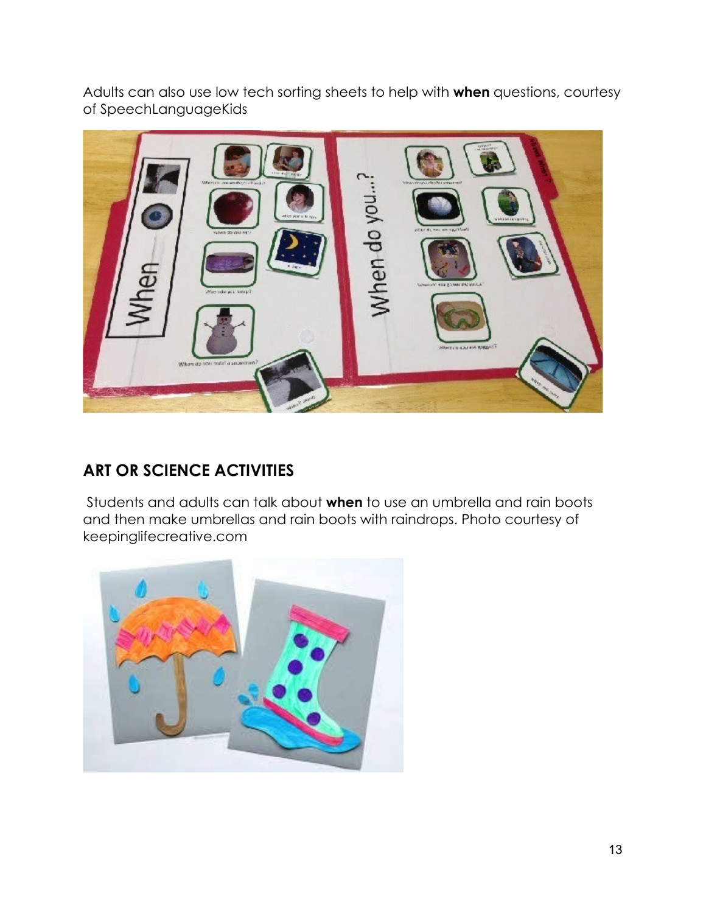Adults can also use low tech sorting sheets to help with **when** questions, courtesy of SpeechLanguageKids

## ART OR SCIENCE ACTIVITIES

Students and adults can talk about **when** to use an umbrella and rain boots and then make umbrellas and rain boots with raindrops. Photo courtesy of keepinglifecreative.com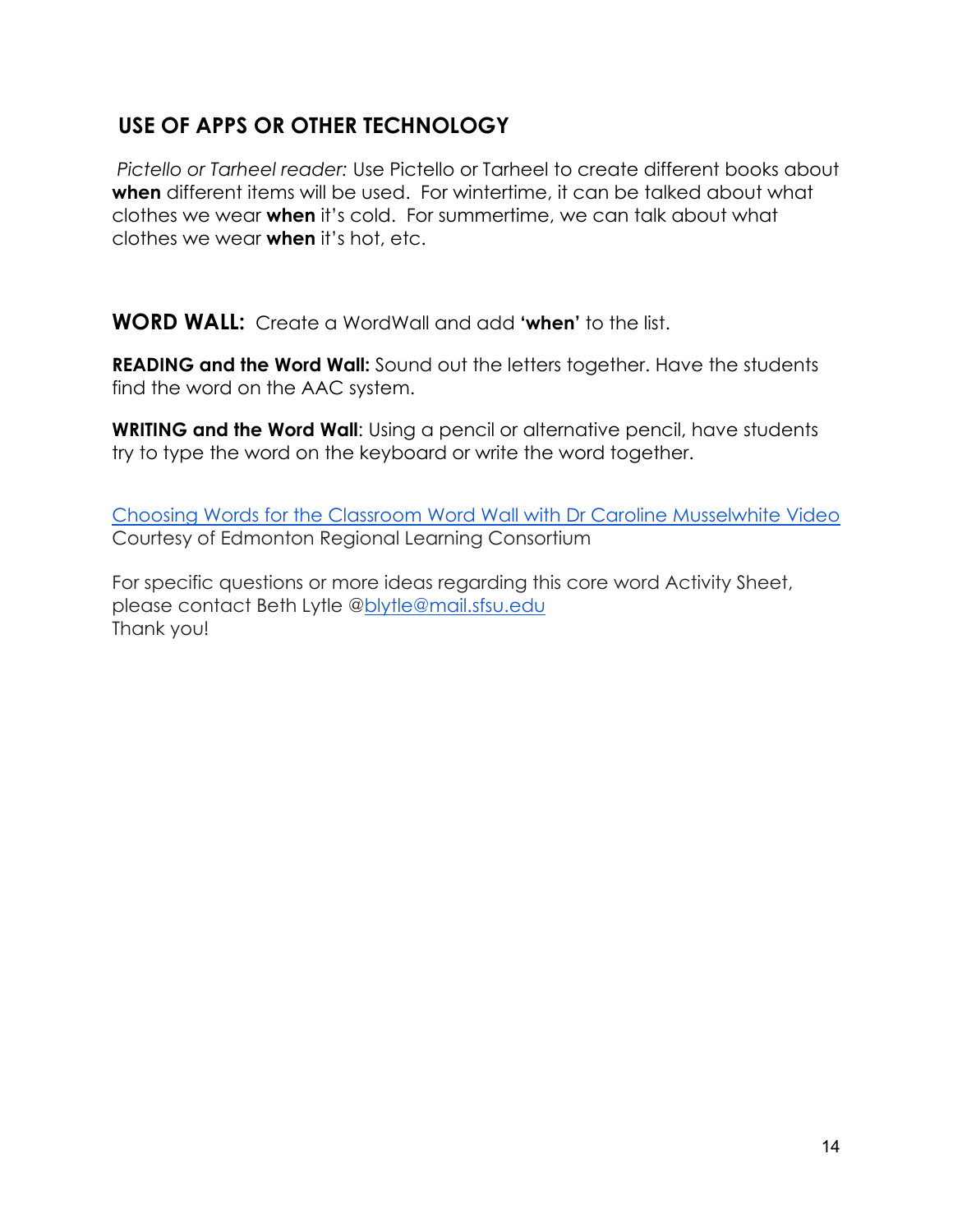## USE OF APPS OR OTHER TECHNOLOGY

*Pictello or Tarheel reader:* Use Pictello or Tarheel to create different books about **when** different items will be used. For wintertime, it can be talked about what clothes we wear **when** it's cold. For summertime, we can talk about what clothes we wear **when** it's hot, etc.

**WORD WALL:** Create a WordWall and add **'when'** to the list.

**READING and the Word Wall:** Sound out the letters together. Have the students find the word on the AAC system.

**WRITING and the Word Wall**: Using a pencil or alternative pencil, have students try to type the word on the keyboard or write the word together.

Choosing Words for the Classroom Word Wall with Dr Caroline Musselwhite Video
Courtesy of Edmonton Regional Learning Consortium

For specific questions or more ideas regarding this core word Activity Sheet, please contact Beth Lytle @blytle@mail.sfsu.edu
Thank you!